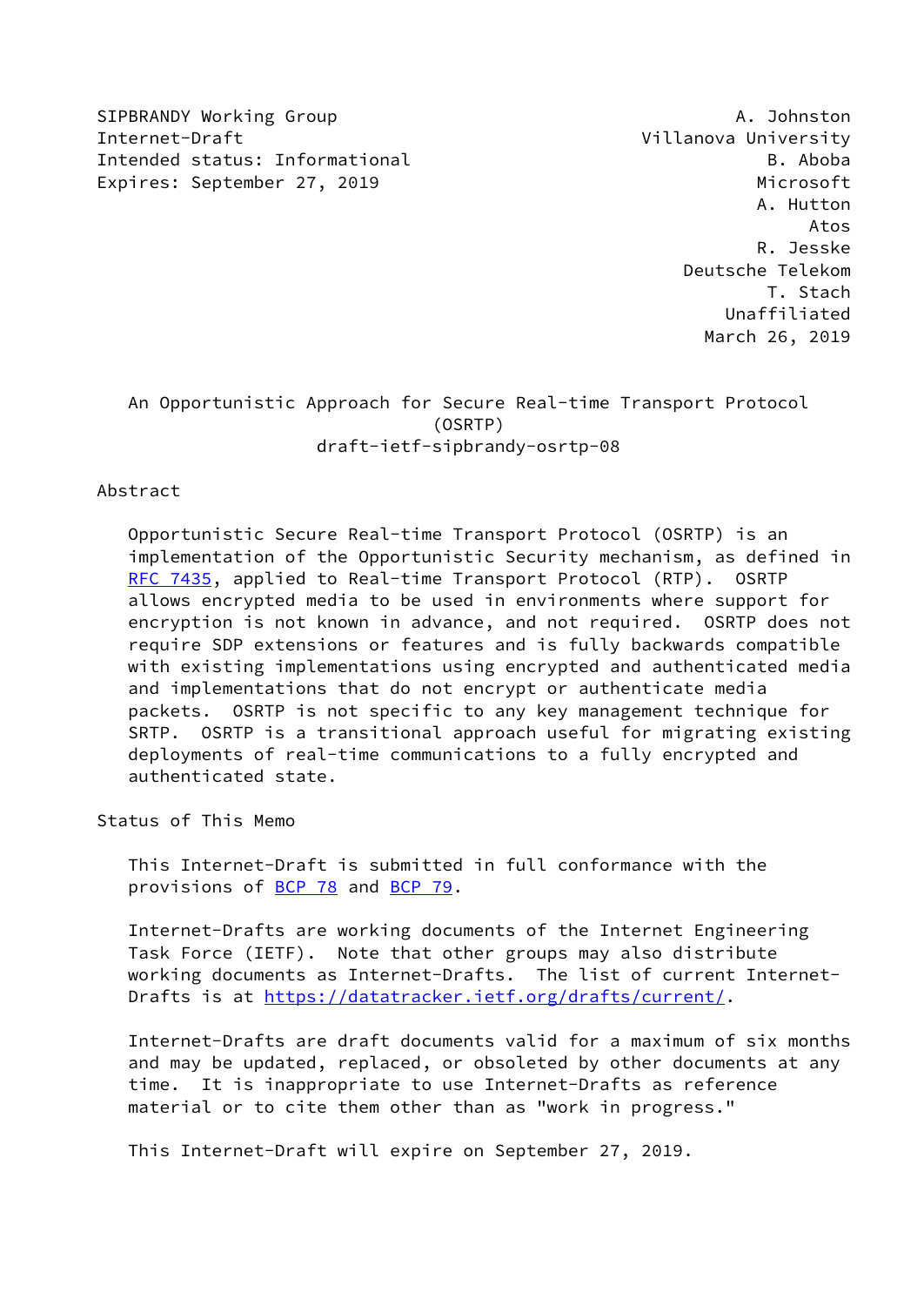SIPBRANDY Working Group
Internet-Draft
Intended status: Informational
Expires: September 27, 2019

A. Johnston
Villanova University
B. Aboba
Microsoft
A. Hutton
Atos
R. Jesske
Deutsche Telekom
T. Stach
Unaffiliated
March 26, 2019

# An Opportunistic Approach for Secure Real-time Transport Protocol (OSRTP)

draft-ietf-sipbrandy-osrtp-08

## Abstract

Opportunistic Secure Real-time Transport Protocol (OSRTP) is an implementation of the Opportunistic Security mechanism, as defined in RFC 7435, applied to Real-time Transport Protocol (RTP). OSRTP allows encrypted media to be used in environments where support for encryption is not known in advance, and not required. OSRTP does not require SDP extensions or features and is fully backwards compatible with existing implementations using encrypted and authenticated media and implementations that do not encrypt or authenticate media packets. OSRTP is not specific to any key management technique for SRTP. OSRTP is a transitional approach useful for migrating existing deployments of real-time communications to a fully encrypted and authenticated state.

## Status of This Memo

This Internet-Draft is submitted in full conformance with the provisions of BCP 78 and BCP 79.

Internet-Drafts are working documents of the Internet Engineering Task Force (IETF). Note that other groups may also distribute working documents as Internet-Drafts. The list of current Internet-Drafts is at https://datatracker.ietf.org/drafts/current/.

Internet-Drafts are draft documents valid for a maximum of six months and may be updated, replaced, or obsoleted by other documents at any time. It is inappropriate to use Internet-Drafts as reference material or to cite them other than as "work in progress."

This Internet-Draft will expire on September 27, 2019.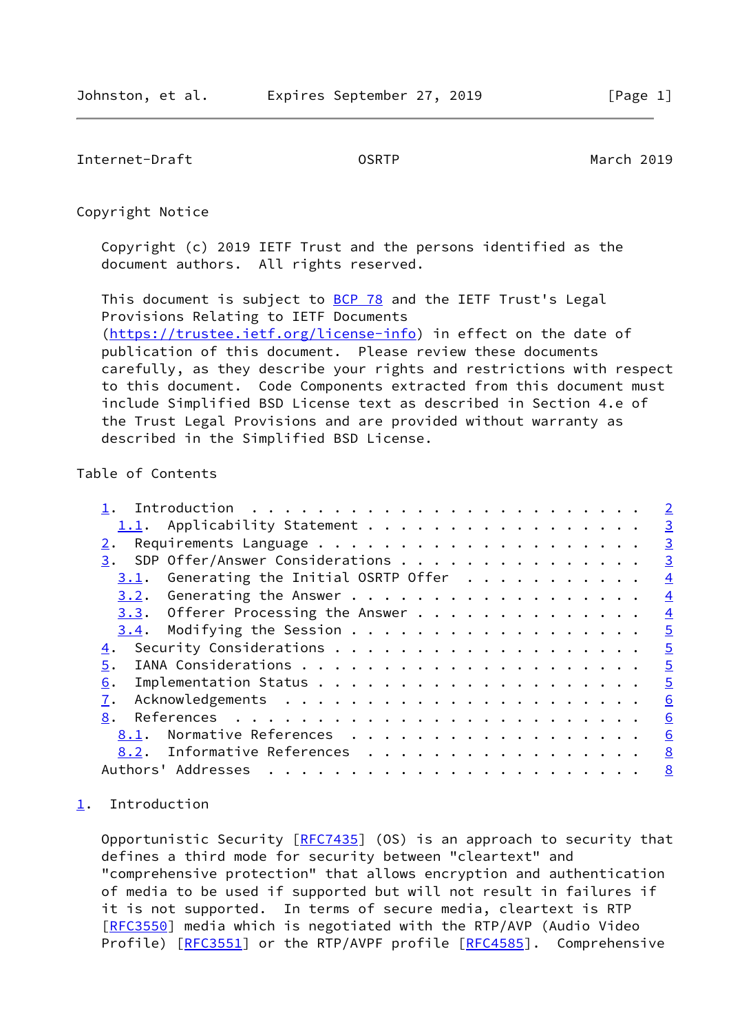## Copyright Notice

Copyright (c) 2019 IETF Trust and the persons identified as the document authors. All rights reserved.

This document is subject to BCP 78 and the IETF Trust's Legal Provisions Relating to IETF Documents (https://trustee.ietf.org/license-info) in effect on the date of publication of this document. Please review these documents carefully, as they describe your rights and restrictions with respect to this document. Code Components extracted from this document must include Simplified BSD License text as described in Section 4.e of the Trust Legal Provisions and are provided without warranty as described in the Simplified BSD License.

## Table of Contents

```
   1.  Introduction . . . . . . . . . . . . . . . . . . . . . . . .   2
     1.1.  Applicability Statement . . . . . . . . . . . . . . . . .   3
   2.  Requirements Language . . . . . . . . . . . . . . . . . . . .   3
   3.  SDP Offer/Answer Considerations . . . . . . . . . . . . . . .   3
     3.1.  Generating the Initial OSRTP Offer  . . . . . . . . . . .   4
     3.2.  Generating the Answer . . . . . . . . . . . . . . . . . .   4
     3.3.  Offerer Processing the Answer . . . . . . . . . . . . . .   4
     3.4.  Modifying the Session . . . . . . . . . . . . . . . . . .   5
   4.  Security Considerations . . . . . . . . . . . . . . . . . . .   5
   5.  IANA Considerations . . . . . . . . . . . . . . . . . . . . .   5
   6.  Implementation Status . . . . . . . . . . . . . . . . . . . .   5
   7.  Acknowledgements  . . . . . . . . . . . . . . . . . . . . . .   6
   8.  References  . . . . . . . . . . . . . . . . . . . . . . . . .   6
     8.1.  Normative References  . . . . . . . . . . . . . . . . . .   6
     8.2.  Informative References  . . . . . . . . . . . . . . . . .   8
   Authors' Addresses  . . . . . . . . . . . . . . . . . . . . . . .   8
```

## 1. Introduction

Opportunistic Security [RFC7435] (OS) is an approach to security that defines a third mode for security between "cleartext" and "comprehensive protection" that allows encryption and authentication of media to be used if supported but will not result in failures if it is not supported. In terms of secure media, cleartext is RTP [RFC3550] media which is negotiated with the RTP/AVP (Audio Video Profile) [RFC3551] or the RTP/AVPF profile [RFC4585]. Comprehensive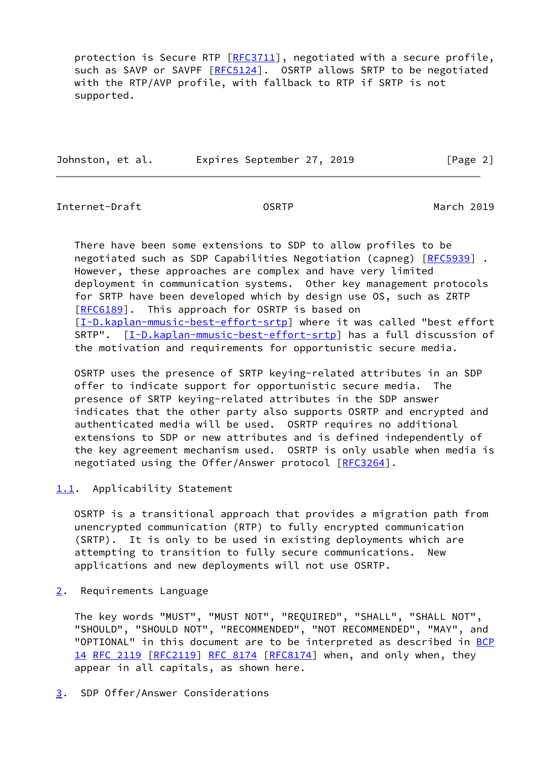protection is Secure RTP [RFC3711], negotiated with a secure profile, such as SAVP or SAVPF [RFC5124]. OSRTP allows SRTP to be negotiated with the RTP/AVP profile, with fallback to RTP if SRTP is not supported.

There have been some extensions to SDP to allow profiles to be negotiated such as SDP Capabilities Negotiation (capneg) [RFC5939] . However, these approaches are complex and have very limited deployment in communication systems. Other key management protocols for SRTP have been developed which by design use OS, such as ZRTP [RFC6189]. This approach for OSRTP is based on [I-D.kaplan-mmusic-best-effort-srtp] where it was called "best effort SRTP". [I-D.kaplan-mmusic-best-effort-srtp] has a full discussion of the motivation and requirements for opportunistic secure media.

OSRTP uses the presence of SRTP keying-related attributes in an SDP offer to indicate support for opportunistic secure media. The presence of SRTP keying-related attributes in the SDP answer indicates that the other party also supports OSRTP and encrypted and authenticated media will be used. OSRTP requires no additional extensions to SDP or new attributes and is defined independently of the key agreement mechanism used. OSRTP is only usable when media is negotiated using the Offer/Answer protocol [RFC3264].

## 1.1. Applicability Statement

OSRTP is a transitional approach that provides a migration path from unencrypted communication (RTP) to fully encrypted communication (SRTP). It is only to be used in existing deployments which are attempting to transition to fully secure communications. New applications and new deployments will not use OSRTP.

# 2. Requirements Language

The key words "MUST", "MUST NOT", "REQUIRED", "SHALL", "SHALL NOT", "SHOULD", "SHOULD NOT", "RECOMMENDED", "NOT RECOMMENDED", "MAY", and "OPTIONAL" in this document are to be interpreted as described in BCP 14 RFC 2119 [RFC2119] RFC 8174 [RFC8174] when, and only when, they appear in all capitals, as shown here.

# 3. SDP Offer/Answer Considerations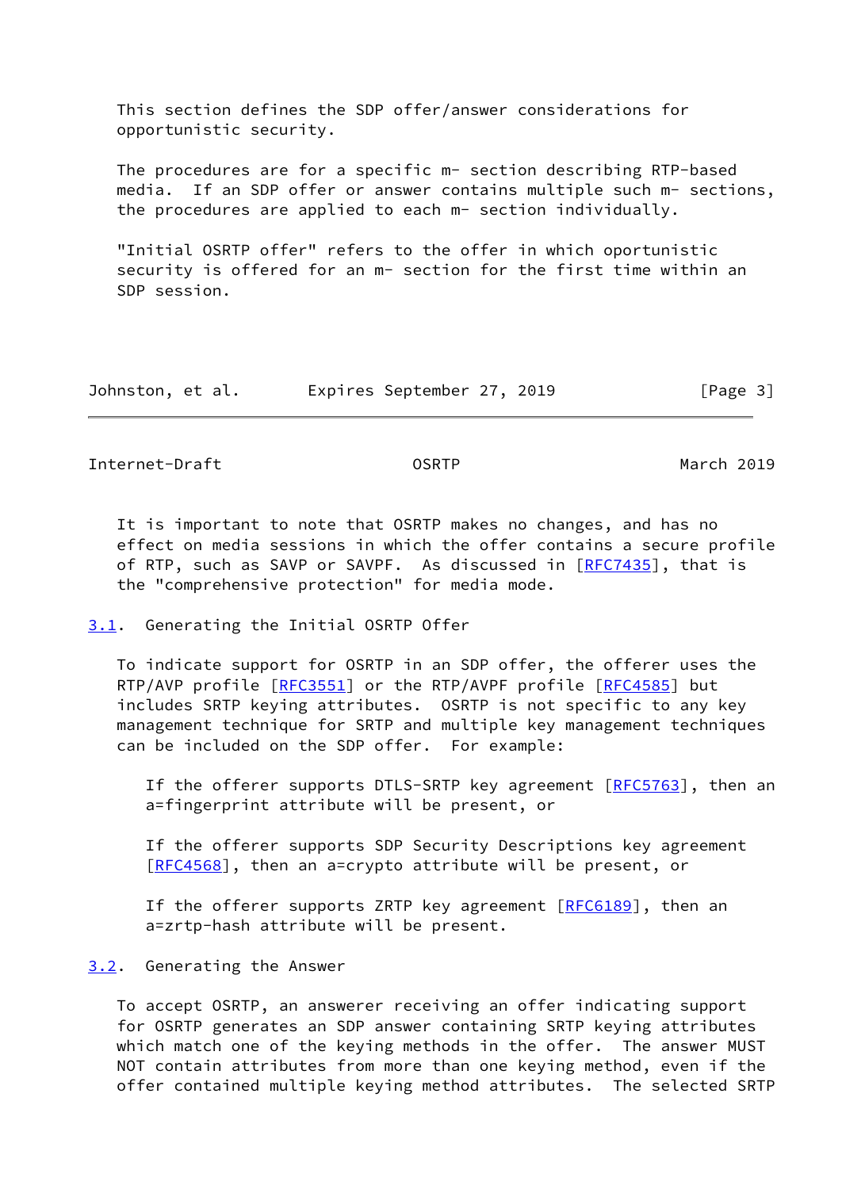This section defines the SDP offer/answer considerations for opportunistic security.

The procedures are for a specific m- section describing RTP-based media. If an SDP offer or answer contains multiple such m- sections, the procedures are applied to each m- section individually.

"Initial OSRTP offer" refers to the offer in which oportunistic security is offered for an m- section for the first time within an SDP session.

It is important to note that OSRTP makes no changes, and has no effect on media sessions in which the offer contains a secure profile of RTP, such as SAVP or SAVPF. As discussed in [RFC7435], that is the "comprehensive protection" for media mode.

### 3.1. Generating the Initial OSRTP Offer

To indicate support for OSRTP in an SDP offer, the offerer uses the RTP/AVP profile [RFC3551] or the RTP/AVPF profile [RFC4585] but includes SRTP keying attributes. OSRTP is not specific to any key management technique for SRTP and multiple key management techniques can be included on the SDP offer. For example:

> If the offerer supports DTLS-SRTP key agreement [RFC5763], then an a=fingerprint attribute will be present, or
>
> If the offerer supports SDP Security Descriptions key agreement [RFC4568], then an a=crypto attribute will be present, or
>
> If the offerer supports ZRTP key agreement [RFC6189], then an a=zrtp-hash attribute will be present.

### 3.2. Generating the Answer

To accept OSRTP, an answerer receiving an offer indicating support for OSRTP generates an SDP answer containing SRTP keying attributes which match one of the keying methods in the offer. The answer MUST NOT contain attributes from more than one keying method, even if the offer contained multiple keying method attributes. The selected SRTP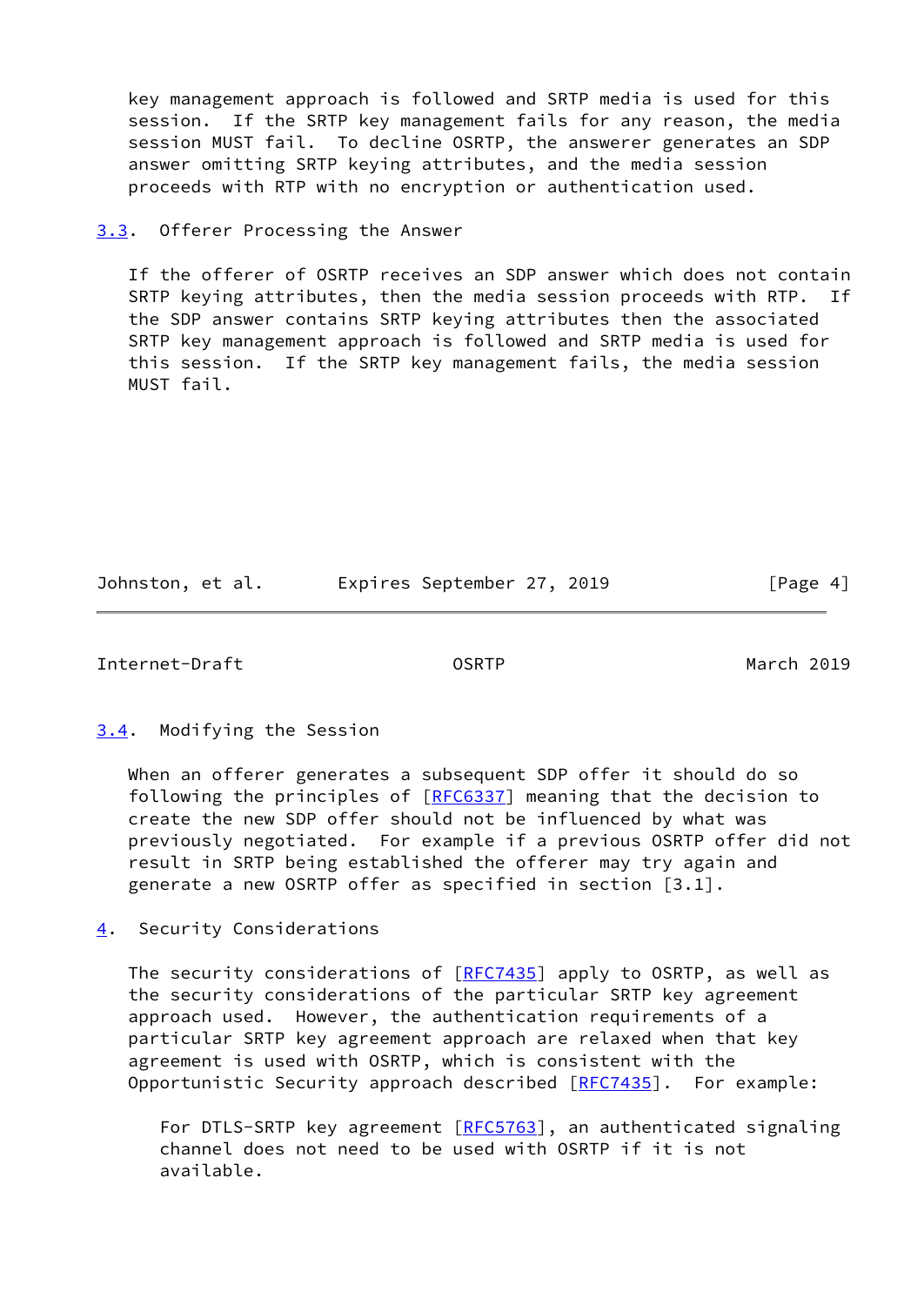key management approach is followed and SRTP media is used for this session. If the SRTP key management fails for any reason, the media session MUST fail. To decline OSRTP, the answerer generates an SDP answer omitting SRTP keying attributes, and the media session proceeds with RTP with no encryption or authentication used.

### 3.3. Offerer Processing the Answer

If the offerer of OSRTP receives an SDP answer which does not contain SRTP keying attributes, then the media session proceeds with RTP. If the SDP answer contains SRTP keying attributes then the associated SRTP key management approach is followed and SRTP media is used for this session. If the SRTP key management fails, the media session MUST fail.

### 3.4. Modifying the Session

When an offerer generates a subsequent SDP offer it should do so following the principles of [RFC6337] meaning that the decision to create the new SDP offer should not be influenced by what was previously negotiated. For example if a previous OSRTP offer did not result in SRTP being established the offerer may try again and generate a new OSRTP offer as specified in section [3.1].

## 4. Security Considerations

The security considerations of [RFC7435] apply to OSRTP, as well as the security considerations of the particular SRTP key agreement approach used. However, the authentication requirements of a particular SRTP key agreement approach are relaxed when that key agreement is used with OSRTP, which is consistent with the Opportunistic Security approach described [RFC7435]. For example:

> For DTLS-SRTP key agreement [RFC5763], an authenticated signaling channel does not need to be used with OSRTP if it is not available.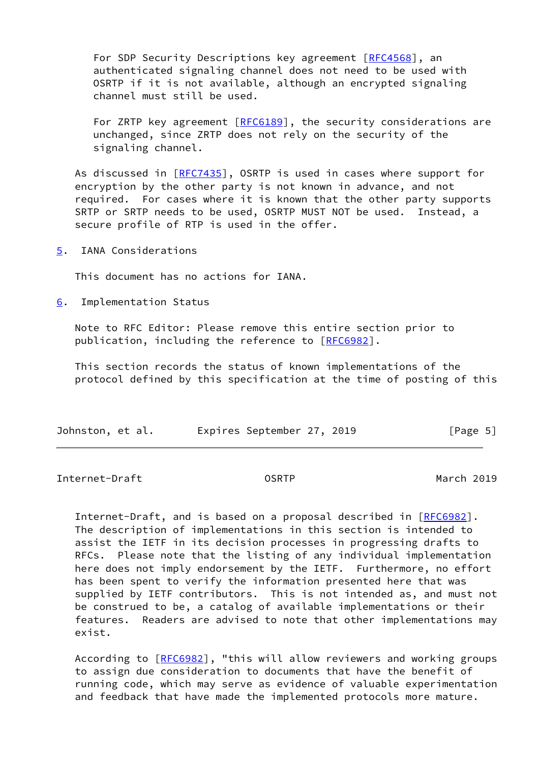For SDP Security Descriptions key agreement [RFC4568], an authenticated signaling channel does not need to be used with OSRTP if it is not available, although an encrypted signaling channel must still be used.

For ZRTP key agreement [RFC6189], the security considerations are unchanged, since ZRTP does not rely on the security of the signaling channel.

As discussed in [RFC7435], OSRTP is used in cases where support for encryption by the other party is not known in advance, and not required. For cases where it is known that the other party supports SRTP or SRTP needs to be used, OSRTP MUST NOT be used. Instead, a secure profile of RTP is used in the offer.

## 5. IANA Considerations

This document has no actions for IANA.

## 6. Implementation Status

Note to RFC Editor: Please remove this entire section prior to publication, including the reference to [RFC6982].

This section records the status of known implementations of the protocol defined by this specification at the time of posting of this Internet-Draft, and is based on a proposal described in [RFC6982]. The description of implementations in this section is intended to assist the IETF in its decision processes in progressing drafts to RFCs. Please note that the listing of any individual implementation here does not imply endorsement by the IETF. Furthermore, no effort has been spent to verify the information presented here that was supplied by IETF contributors. This is not intended as, and must not be construed to be, a catalog of available implementations or their features. Readers are advised to note that other implementations may exist.

According to [RFC6982], "this will allow reviewers and working groups to assign due consideration to documents that have the benefit of running code, which may serve as evidence of valuable experimentation and feedback that have made the implemented protocols more mature.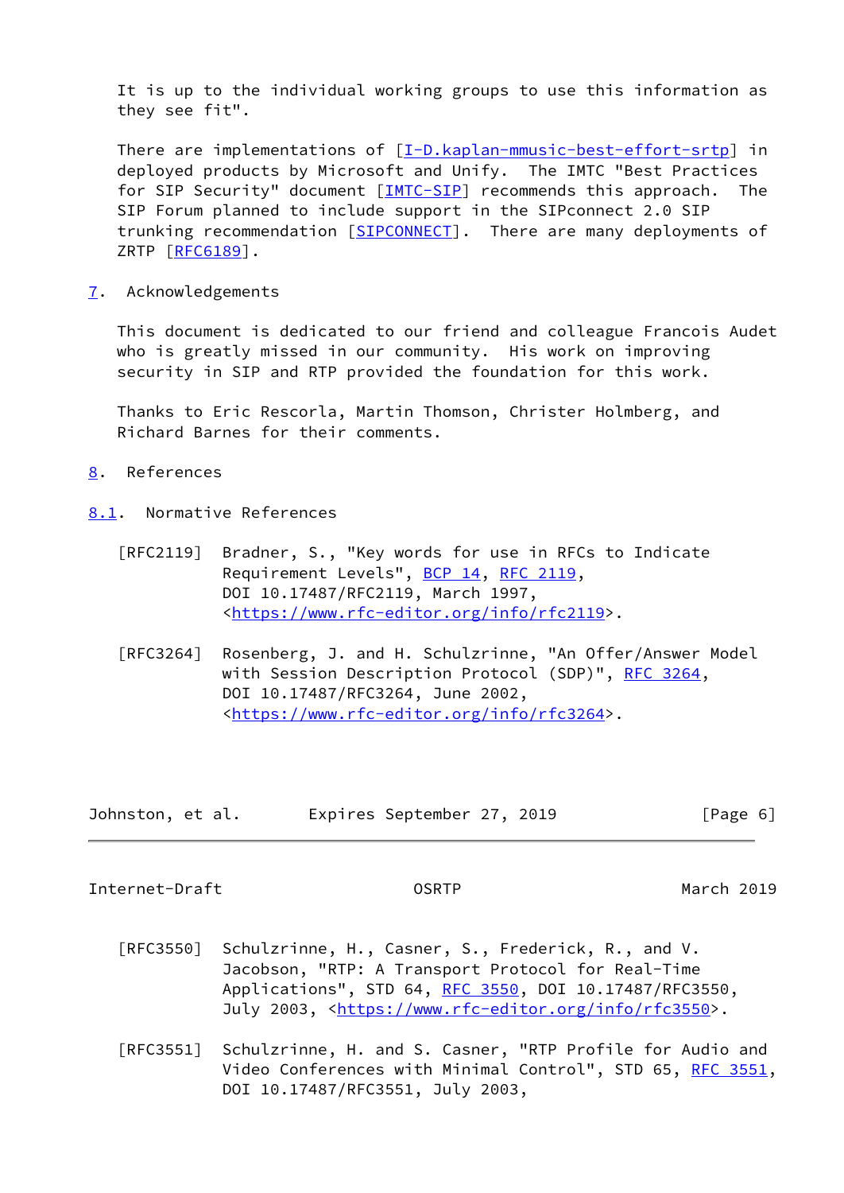It is up to the individual working groups to use this information as they see fit".

There are implementations of [I-D.kaplan-mmusic-best-effort-srtp] in deployed products by Microsoft and Unify. The IMTC "Best Practices for SIP Security" document [IMTC-SIP] recommends this approach. The SIP Forum planned to include support in the SIPconnect 2.0 SIP trunking recommendation [SIPCONNECT]. There are many deployments of ZRTP [RFC6189].

## 7. Acknowledgements

This document is dedicated to our friend and colleague Francois Audet who is greatly missed in our community. His work on improving security in SIP and RTP provided the foundation for this work.

Thanks to Eric Rescorla, Martin Thomson, Christer Holmberg, and Richard Barnes for their comments.

## 8. References

### 8.1. Normative References

[RFC2119] Bradner, S., "Key words for use in RFCs to Indicate Requirement Levels", BCP 14, RFC 2119, DOI 10.17487/RFC2119, March 1997, <https://www.rfc-editor.org/info/rfc2119>.

[RFC3264] Rosenberg, J. and H. Schulzrinne, "An Offer/Answer Model with Session Description Protocol (SDP)", RFC 3264, DOI 10.17487/RFC3264, June 2002, <https://www.rfc-editor.org/info/rfc3264>.

[RFC3550] Schulzrinne, H., Casner, S., Frederick, R., and V. Jacobson, "RTP: A Transport Protocol for Real-Time Applications", STD 64, RFC 3550, DOI 10.17487/RFC3550, July 2003, <https://www.rfc-editor.org/info/rfc3550>.

[RFC3551] Schulzrinne, H. and S. Casner, "RTP Profile for Audio and Video Conferences with Minimal Control", STD 65, RFC 3551, DOI 10.17487/RFC3551, July 2003,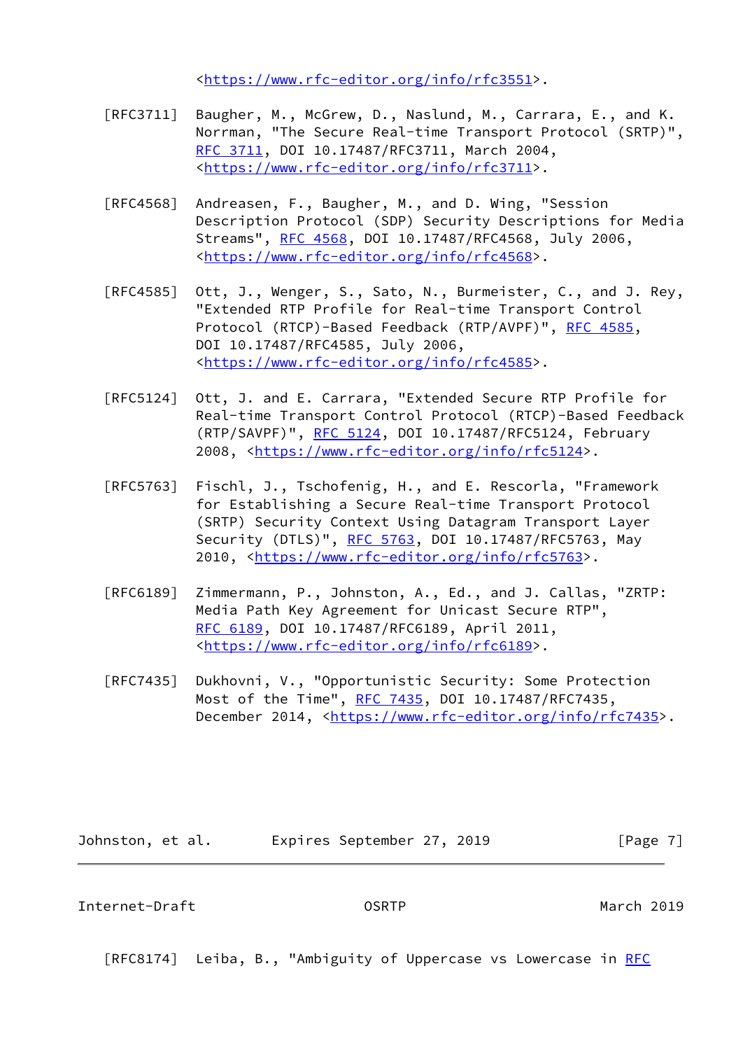<https://www.rfc-editor.org/info/rfc3551>.

[RFC3711] Baugher, M., McGrew, D., Naslund, M., Carrara, E., and K. Norrman, "The Secure Real-time Transport Protocol (SRTP)", RFC 3711, DOI 10.17487/RFC3711, March 2004, <https://www.rfc-editor.org/info/rfc3711>.

[RFC4568] Andreasen, F., Baugher, M., and D. Wing, "Session Description Protocol (SDP) Security Descriptions for Media Streams", RFC 4568, DOI 10.17487/RFC4568, July 2006, <https://www.rfc-editor.org/info/rfc4568>.

[RFC4585] Ott, J., Wenger, S., Sato, N., Burmeister, C., and J. Rey, "Extended RTP Profile for Real-time Transport Control Protocol (RTCP)-Based Feedback (RTP/AVPF)", RFC 4585, DOI 10.17487/RFC4585, July 2006, <https://www.rfc-editor.org/info/rfc4585>.

[RFC5124] Ott, J. and E. Carrara, "Extended Secure RTP Profile for Real-time Transport Control Protocol (RTCP)-Based Feedback (RTP/SAVPF)", RFC 5124, DOI 10.17487/RFC5124, February 2008, <https://www.rfc-editor.org/info/rfc5124>.

[RFC5763] Fischl, J., Tschofenig, H., and E. Rescorla, "Framework for Establishing a Secure Real-time Transport Protocol (SRTP) Security Context Using Datagram Transport Layer Security (DTLS)", RFC 5763, DOI 10.17487/RFC5763, May 2010, <https://www.rfc-editor.org/info/rfc5763>.

[RFC6189] Zimmermann, P., Johnston, A., Ed., and J. Callas, "ZRTP: Media Path Key Agreement for Unicast Secure RTP", RFC 6189, DOI 10.17487/RFC6189, April 2011, <https://www.rfc-editor.org/info/rfc6189>.

[RFC7435] Dukhovni, V., "Opportunistic Security: Some Protection Most of the Time", RFC 7435, DOI 10.17487/RFC7435, December 2014, <https://www.rfc-editor.org/info/rfc7435>.

[RFC8174] Leiba, B., "Ambiguity of Uppercase vs Lowercase in RFC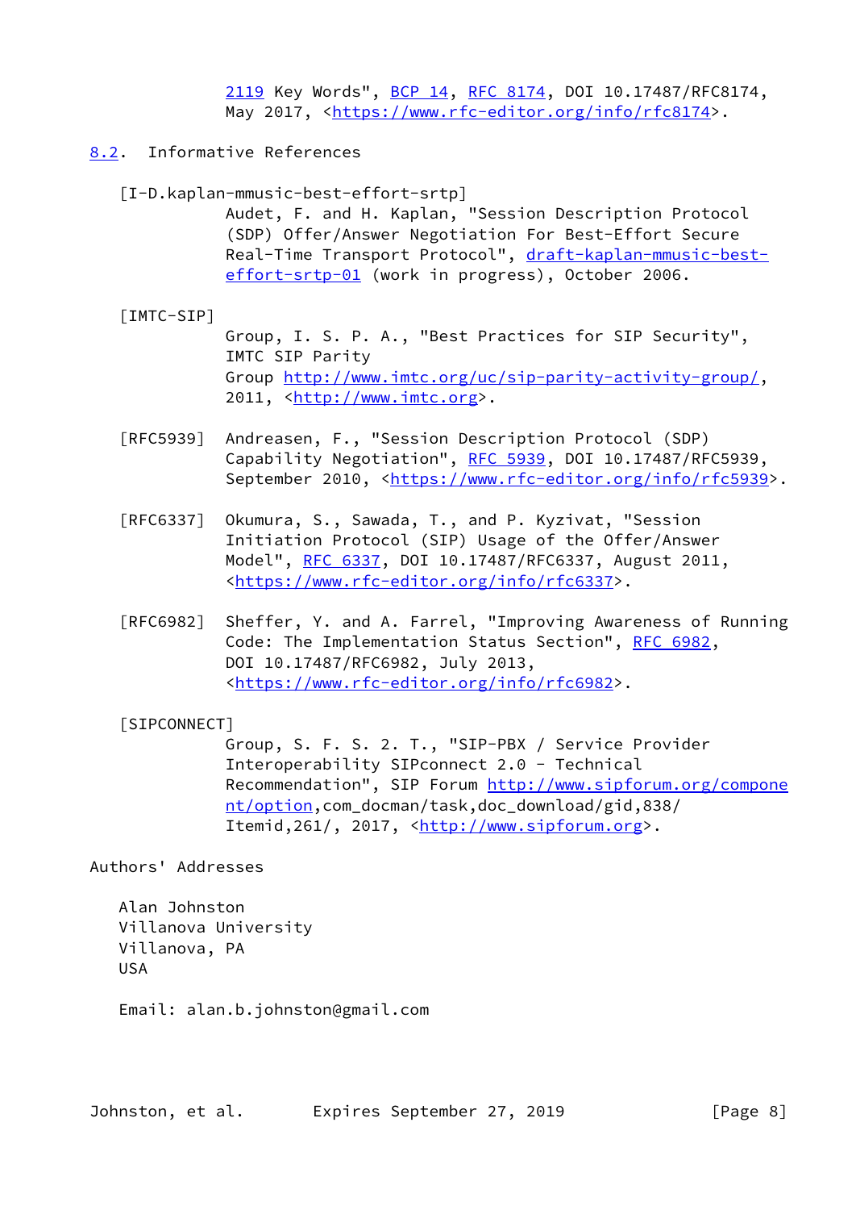2119 Key Words", BCP 14, RFC 8174, DOI 10.17487/RFC8174, May 2017, <https://www.rfc-editor.org/info/rfc8174>.

### 8.2. Informative References

[I-D.kaplan-mmusic-best-effort-srtp]
Audet, F. and H. Kaplan, "Session Description Protocol (SDP) Offer/Answer Negotiation For Best-Effort Secure Real-Time Transport Protocol", draft-kaplan-mmusic-best-effort-srtp-01 (work in progress), October 2006.

[IMTC-SIP]
Group, I. S. P. A., "Best Practices for SIP Security", IMTC SIP Parity Group http://www.imtc.org/uc/sip-parity-activity-group/, 2011, <http://www.imtc.org>.

[RFC5939] Andreasen, F., "Session Description Protocol (SDP) Capability Negotiation", RFC 5939, DOI 10.17487/RFC5939, September 2010, <https://www.rfc-editor.org/info/rfc5939>.

[RFC6337] Okumura, S., Sawada, T., and P. Kyzivat, "Session Initiation Protocol (SIP) Usage of the Offer/Answer Model", RFC 6337, DOI 10.17487/RFC6337, August 2011, <https://www.rfc-editor.org/info/rfc6337>.

[RFC6982] Sheffer, Y. and A. Farrel, "Improving Awareness of Running Code: The Implementation Status Section", RFC 6982, DOI 10.17487/RFC6982, July 2013, <https://www.rfc-editor.org/info/rfc6982>.

[SIPCONNECT]
Group, S. F. S. 2. T., "SIP-PBX / Service Provider Interoperability SIPconnect 2.0 - Technical Recommendation", SIP Forum http://www.sipforum.org/component/option,com_docman/task,doc_download/gid,838/Itemid,261/, 2017, <http://www.sipforum.org>.

## Authors' Addresses

Alan Johnston
Villanova University
Villanova, PA
USA

Email: alan.b.johnston@gmail.com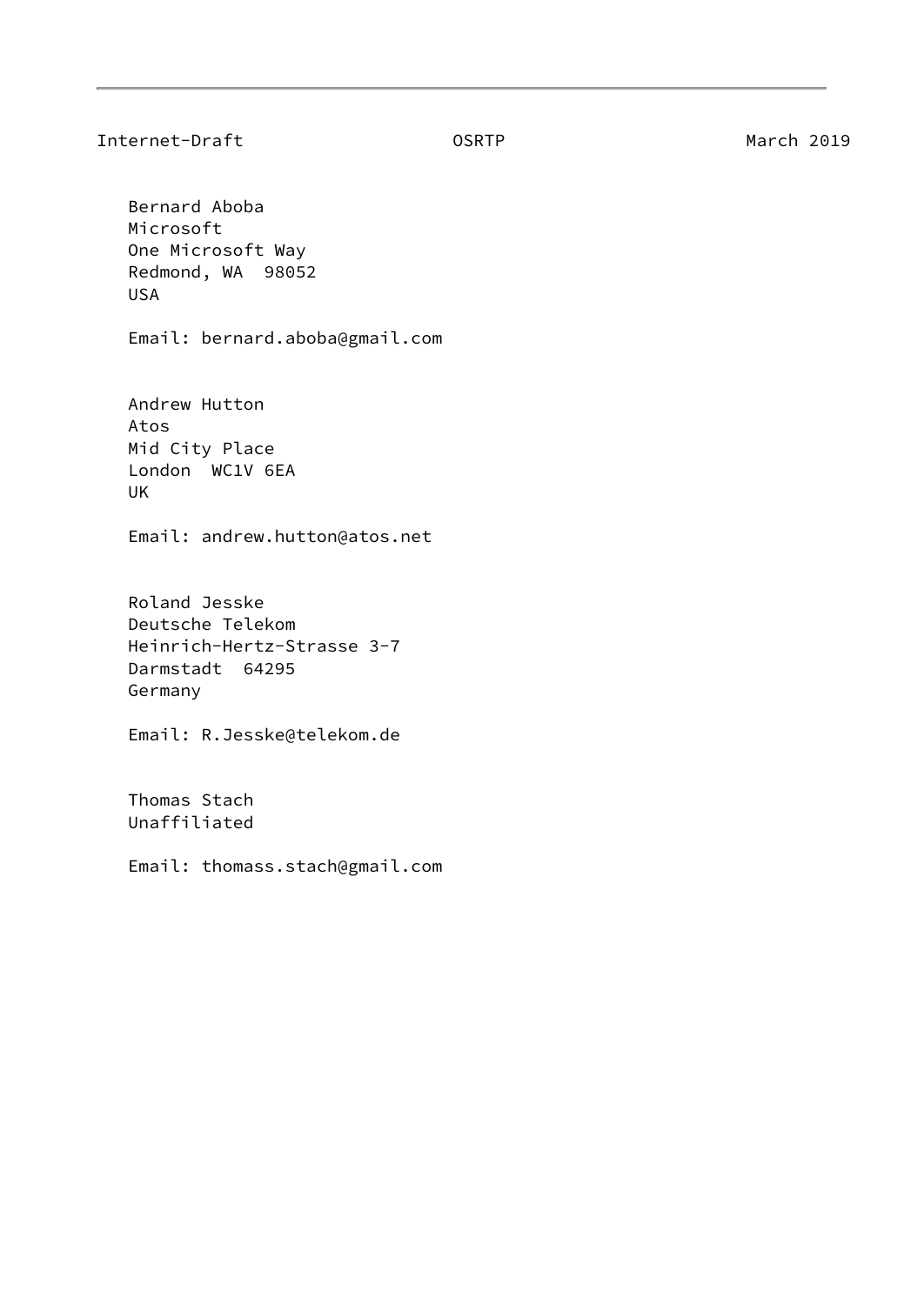Bernard Aboba
Microsoft
One Microsoft Way
Redmond, WA  98052
USA

Email: bernard.aboba@gmail.com

Andrew Hutton
Atos
Mid City Place
London  WC1V 6EA
UK

Email: andrew.hutton@atos.net

Roland Jesske
Deutsche Telekom
Heinrich-Hertz-Strasse 3-7
Darmstadt  64295
Germany

Email: R.Jesske@telekom.de

Thomas Stach
Unaffiliated

Email: thomass.stach@gmail.com